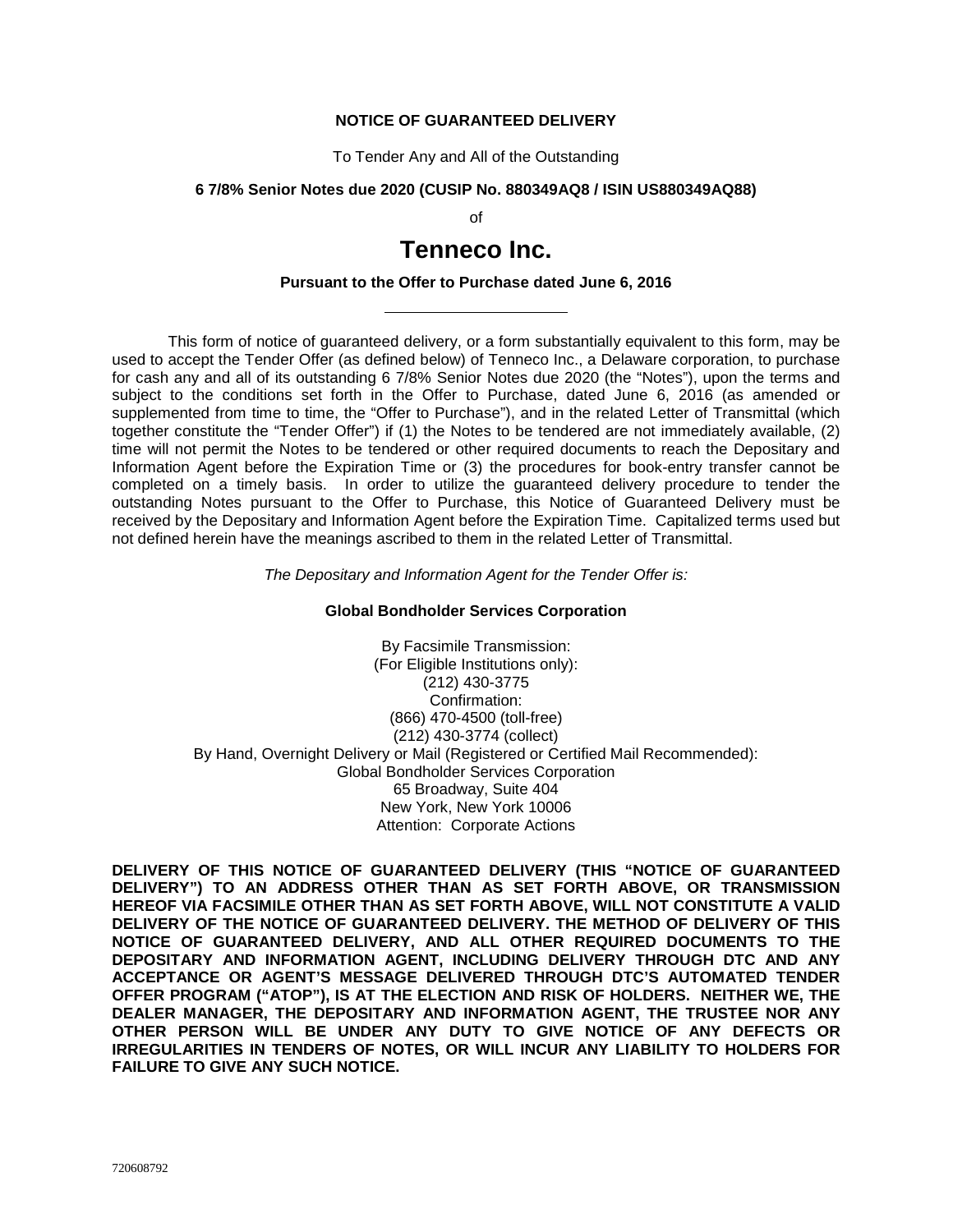**NOTICE OF GUARANTEED DELIVERY**

To Tender Any and All of the Outstanding

**6 7/8% Senior Notes due 2020 (CUSIP No. 880349AQ8 / ISIN US880349AQ88)**

of

# Tenneco Inc.

**Pursuant to the Offer to Purchase dated June 6, 2016**

---

This form of notice of guaranteed delivery, or a form substantially equivalent to this form, may be used to accept the Tender Offer (as defined below) of Tenneco Inc., a Delaware corporation, to purchase for cash any and all of its outstanding 6 7/8% Senior Notes due 2020 (the "Notes"), upon the terms and subject to the conditions set forth in the Offer to Purchase, dated June 6, 2016 (as amended or supplemented from time to time, the "Offer to Purchase"), and in the related Letter of Transmittal (which together constitute the "Tender Offer") if (1) the Notes to be tendered are not immediately available, (2) time will not permit the Notes to be tendered or other required documents to reach the Depositary and Information Agent before the Expiration Time or (3) the procedures for book-entry transfer cannot be completed on a timely basis. In order to utilize the guaranteed delivery procedure to tender the outstanding Notes pursuant to the Offer to Purchase, this Notice of Guaranteed Delivery must be received by the Depositary and Information Agent before the Expiration Time. Capitalized terms used but not defined herein have the meanings ascribed to them in the related Letter of Transmittal.

*The Depositary and Information Agent for the Tender Offer is:*

**Global Bondholder Services Corporation**

By Facsimile Transmission:
(For Eligible Institutions only):
(212) 430-3775
Confirmation:
(866) 470-4500 (toll-free)
(212) 430-3774 (collect)
By Hand, Overnight Delivery or Mail (Registered or Certified Mail Recommended):
Global Bondholder Services Corporation
65 Broadway, Suite 404
New York, New York 10006
Attention: Corporate Actions

**DELIVERY OF THIS NOTICE OF GUARANTEED DELIVERY (THIS "NOTICE OF GUARANTEED DELIVERY") TO AN ADDRESS OTHER THAN AS SET FORTH ABOVE, OR TRANSMISSION HEREOF VIA FACSIMILE OTHER THAN AS SET FORTH ABOVE, WILL NOT CONSTITUTE A VALID DELIVERY OF THE NOTICE OF GUARANTEED DELIVERY. THE METHOD OF DELIVERY OF THIS NOTICE OF GUARANTEED DELIVERY, AND ALL OTHER REQUIRED DOCUMENTS TO THE DEPOSITARY AND INFORMATION AGENT, INCLUDING DELIVERY THROUGH DTC AND ANY ACCEPTANCE OR AGENT'S MESSAGE DELIVERED THROUGH DTC'S AUTOMATED TENDER OFFER PROGRAM ("ATOP"), IS AT THE ELECTION AND RISK OF HOLDERS. NEITHER WE, THE DEALER MANAGER, THE DEPOSITARY AND INFORMATION AGENT, THE TRUSTEE NOR ANY OTHER PERSON WILL BE UNDER ANY DUTY TO GIVE NOTICE OF ANY DEFECTS OR IRREGULARITIES IN TENDERS OF NOTES, OR WILL INCUR ANY LIABILITY TO HOLDERS FOR FAILURE TO GIVE ANY SUCH NOTICE.**

720608792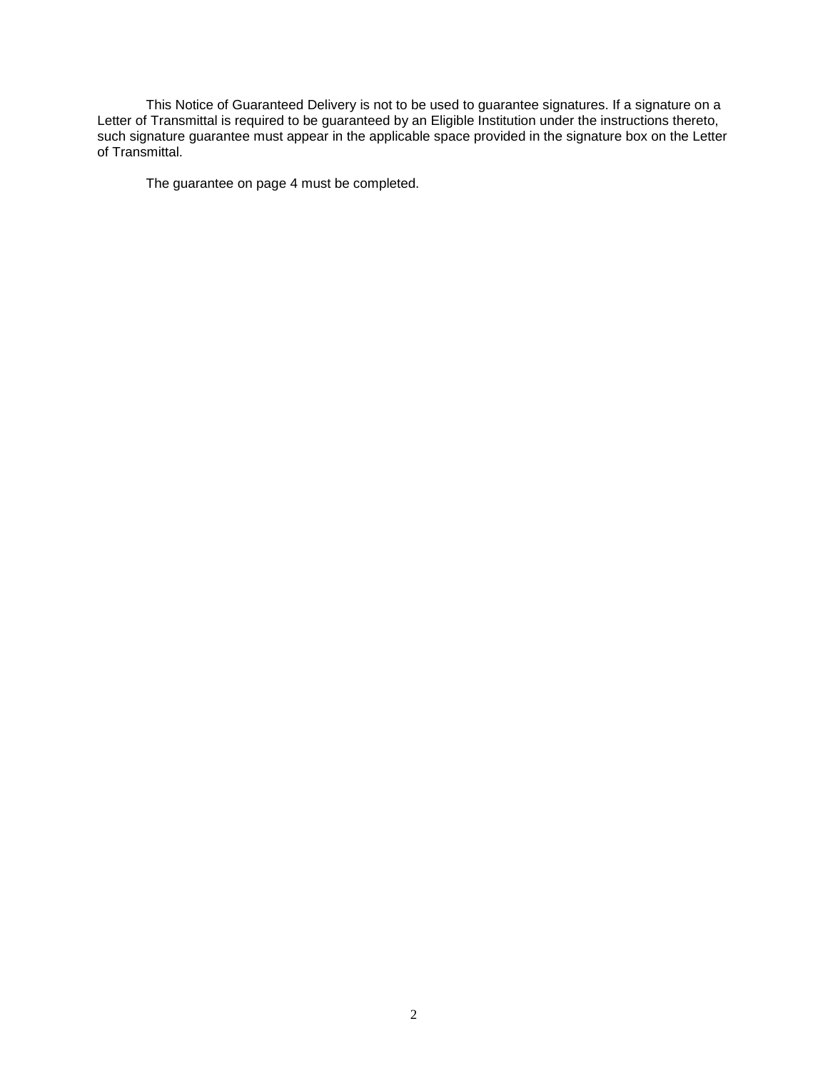This Notice of Guaranteed Delivery is not to be used to guarantee signatures. If a signature on a Letter of Transmittal is required to be guaranteed by an Eligible Institution under the instructions thereto, such signature guarantee must appear in the applicable space provided in the signature box on the Letter of Transmittal.

The guarantee on page 4 must be completed.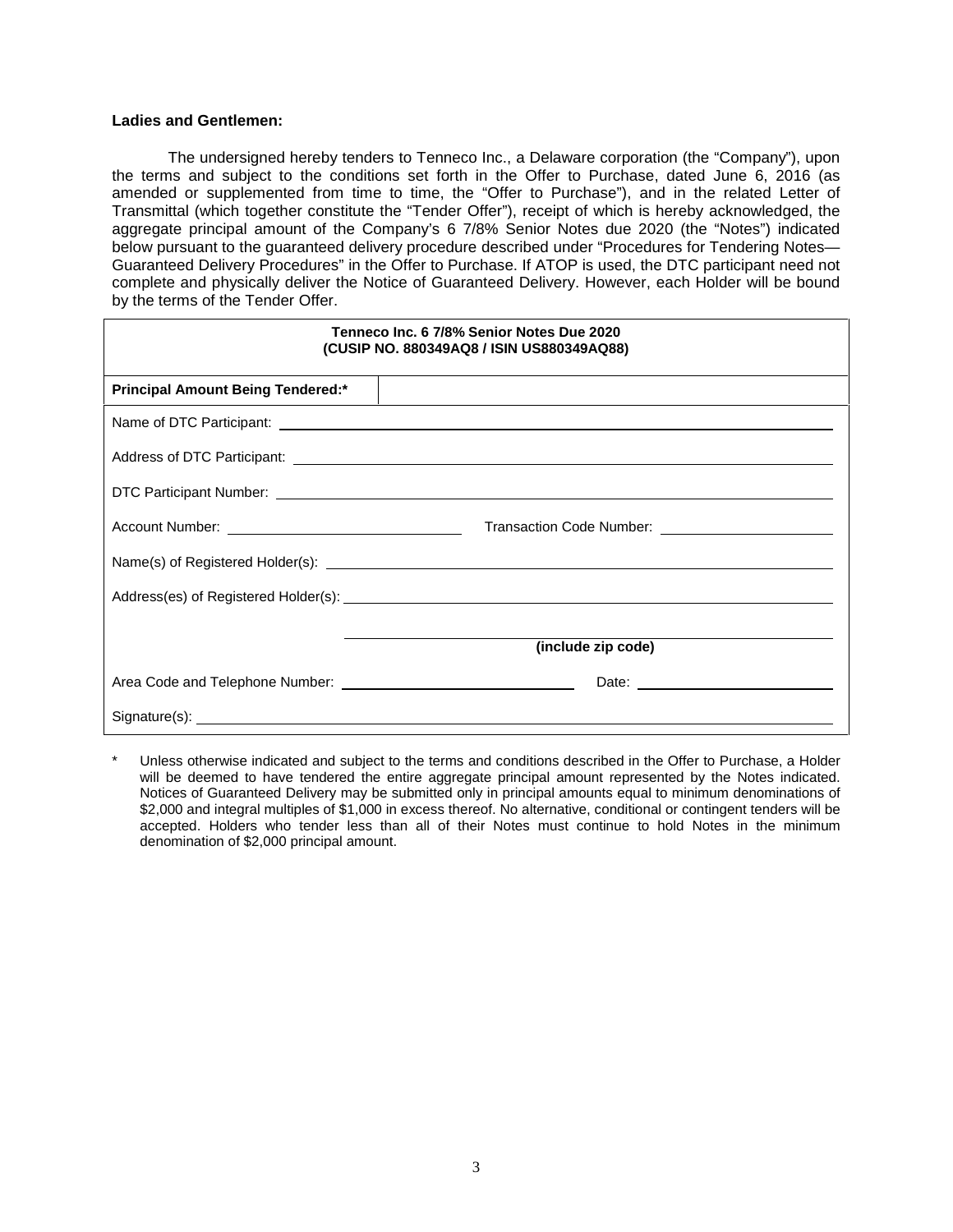**Ladies and Gentlemen:**

The undersigned hereby tenders to Tenneco Inc., a Delaware corporation (the "Company"), upon the terms and subject to the conditions set forth in the Offer to Purchase, dated June 6, 2016 (as amended or supplemented from time to time, the "Offer to Purchase"), and in the related Letter of Transmittal (which together constitute the "Tender Offer"), receipt of which is hereby acknowledged, the aggregate principal amount of the Company's 6 7/8% Senior Notes due 2020 (the "Notes") indicated below pursuant to the guaranteed delivery procedure described under "Procedures for Tendering Notes—Guaranteed Delivery Procedures" in the Offer to Purchase. If ATOP is used, the DTC participant need not complete and physically deliver the Notice of Guaranteed Delivery. However, each Holder will be bound by the terms of the Tender Offer.

| **Tenneco Inc. 6 7/8% Senior Notes Due 2020 (CUSIP NO. 880349AQ8 / ISIN US880349AQ88)** | |
|---|---|
| **Principal Amount Being Tendered:*** | |

Name of DTC Participant: ______________________________

Address of DTC Participant: ______________________________

DTC Participant Number: ______________________________

Account Number: ______________________ Transaction Code Number: ______________________

Name(s) of Registered Holder(s): ______________________________

Address(es) of Registered Holder(s): ______________________________

______________________________
**(include zip code)**

Area Code and Telephone Number: ______________________ Date: ______________________

Signature(s): ______________________________

\* Unless otherwise indicated and subject to the terms and conditions described in the Offer to Purchase, a Holder will be deemed to have tendered the entire aggregate principal amount represented by the Notes indicated. Notices of Guaranteed Delivery may be submitted only in principal amounts equal to minimum denominations of $2,000 and integral multiples of $1,000 in excess thereof. No alternative, conditional or contingent tenders will be accepted. Holders who tender less than all of their Notes must continue to hold Notes in the minimum denomination of $2,000 principal amount.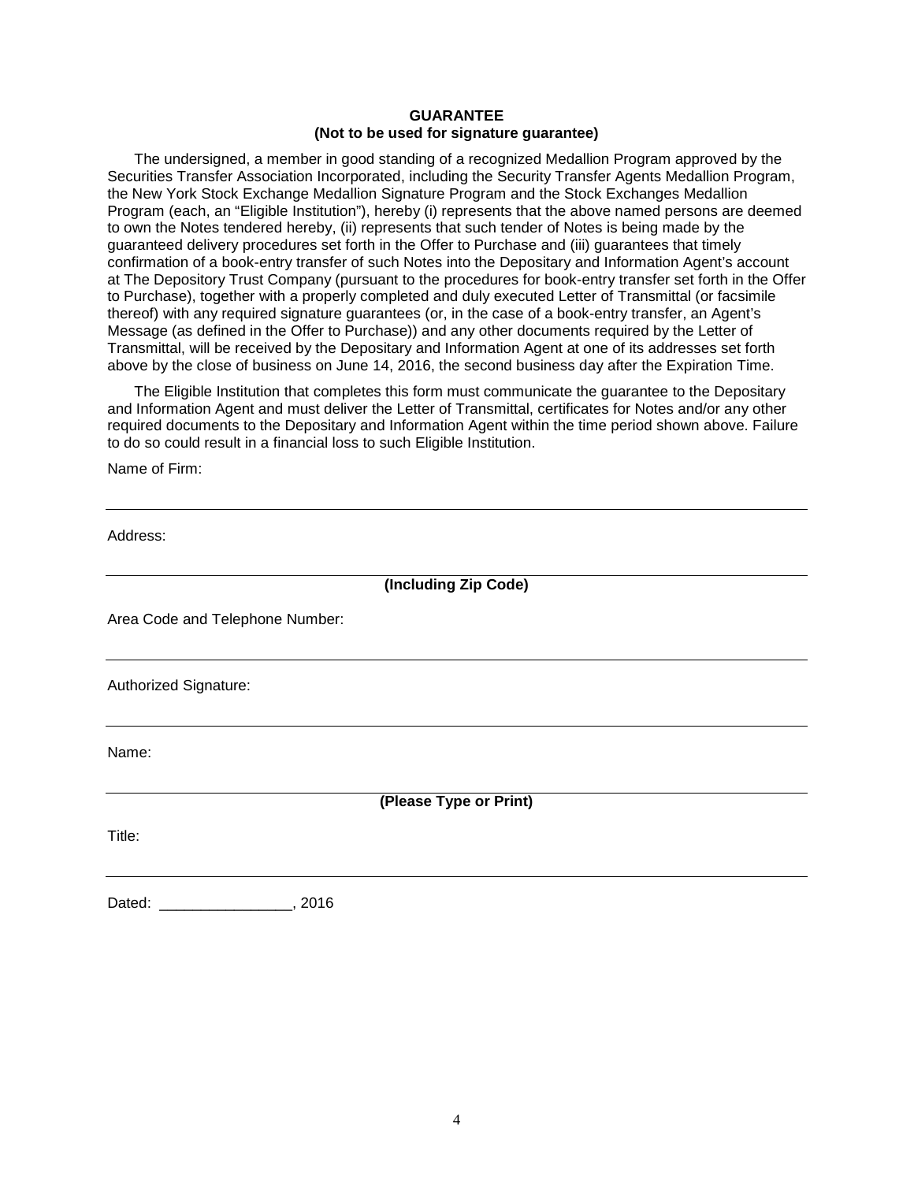**GUARANTEE**
**(Not to be used for signature guarantee)**

The undersigned, a member in good standing of a recognized Medallion Program approved by the Securities Transfer Association Incorporated, including the Security Transfer Agents Medallion Program, the New York Stock Exchange Medallion Signature Program and the Stock Exchanges Medallion Program (each, an “Eligible Institution”), hereby (i) represents that the above named persons are deemed to own the Notes tendered hereby, (ii) represents that such tender of Notes is being made by the guaranteed delivery procedures set forth in the Offer to Purchase and (iii) guarantees that timely confirmation of a book-entry transfer of such Notes into the Depositary and Information Agent’s account at The Depository Trust Company (pursuant to the procedures for book-entry transfer set forth in the Offer to Purchase), together with a properly completed and duly executed Letter of Transmittal (or facsimile thereof) with any required signature guarantees (or, in the case of a book-entry transfer, an Agent’s Message (as defined in the Offer to Purchase)) and any other documents required by the Letter of Transmittal, will be received by the Depositary and Information Agent at one of its addresses set forth above by the close of business on June 14, 2016, the second business day after the Expiration Time.

The Eligible Institution that completes this form must communicate the guarantee to the Depositary and Information Agent and must deliver the Letter of Transmittal, certificates for Notes and/or any other required documents to the Depositary and Information Agent within the time period shown above. Failure to do so could result in a financial loss to such Eligible Institution.

Name of Firm:

______________________________________________

Address:

______________________________________________

**(Including Zip Code)**

Area Code and Telephone Number:

______________________________________________

Authorized Signature:

______________________________________________

Name:

______________________________________________

**(Please Type or Print)**

Title:

______________________________________________

Dated: ________________, 2016